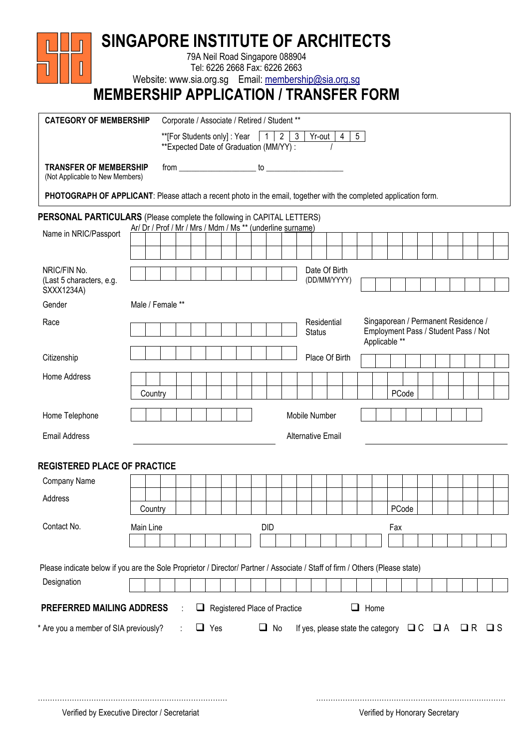# SINGAPORE INSTITUTE OF ARCHITECTS

79A Neil Road Singapore 088904
Tel: 6226 2668 Fax: 6226 2663
Website: www.sia.org.sg Email: membership@sia.org.sg

## MEMBERSHIP APPLICATION / TRANSFER FORM

**CATEGORY OF MEMBERSHIP** Corporate / Associate / Retired / Student **

**[For Students only] : Year | 1 | 2 | 3 | Yr-out | 4 | 5 |

**Expected Date of Graduation (MM/YY) : /

**TRANSFER OF MEMBERSHIP** from ____________________ to ____________________
(Not Applicable to New Members)

**PHOTOGRAPH OF APPLICANT**: Please attach a recent photo in the email, together with the completed application form.

**PERSONAL PARTICULARS** (Please complete the following in CAPITAL LETTERS)

Name in NRIC/Passport — Ar/ Dr / Prof / Mr / Mrs / Mdm / Ms ** (underline surname)

NRIC/FIN No. (Last 5 characters, e.g. SXXX1234A)

Date Of Birth (DD/MM/YYYY)

Gender — Male / Female **

Race

Residential Status — Singaporean / Permanent Residence / Employment Pass / Student Pass / Not Applicable **

Citizenship

Place Of Birth

Home Address

Country — PCode

Home Telephone

Mobile Number

Email Address ____________________

Alternative Email ____________________

**REGISTERED PLACE OF PRACTICE**

Company Name

Address

Country — PCode

Contact No. — Main Line — DID — Fax

Please indicate below if you are the Sole Proprietor / Director/ Partner / Associate / Staff of firm / Others (Please state)

Designation

**PREFERRED MAILING ADDRESS** : ❑ Registered Place of Practice ❑ Home

\* Are you a member of SIA previously? : ❑ Yes ❑ No If yes, please state the category ❑ C ❑ A ❑ R ❑ S

..............................................................................
Verified by Executive Director / Secretariat

..............................................................................
Verified by Honorary Secretary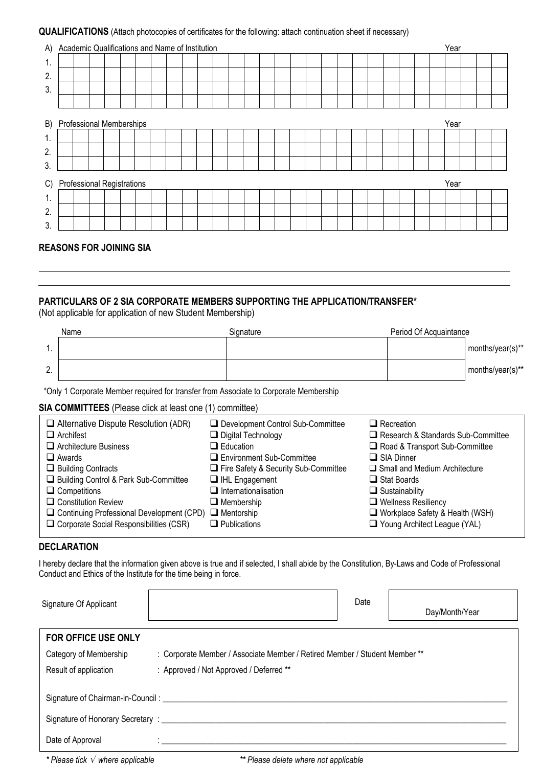**QUALIFICATIONS** (Attach photocopies of certificates for the following: attach continuation sheet if necessary)

A) Academic Qualifications and Name of Institution

| | Academic Qualifications and Name of Institution | Year |
|---|---|---|
| 1. | | |
| 2. | | |
| 3. | | |
| | | |

B) Professional Memberships

| | Professional Memberships | Year |
|---|---|---|
| 1. | | |
| 2. | | |
| 3. | | |

C) Professional Registrations

| | Professional Registrations | Year |
|---|---|---|
| 1. | | |
| 2. | | |
| 3. | | |

**REASONS FOR JOINING SIA**

_______________________________________________

_______________________________________________

**PARTICULARS OF 2 SIA CORPORATE MEMBERS SUPPORTING THE APPLICATION/TRANSFER***
(Not applicable for application of new Student Membership)

| | Name | Signature | Period Of Acquaintance | |
|---|---|---|---|---|
| 1. | | | | months/year(s)** |
| 2. | | | | months/year(s)** |

*Only 1 Corporate Member required for transfer from Associate to Corporate Membership

**SIA COMMITTEES** (Please click at least one (1) committee)

- ❑ Alternative Dispute Resolution (ADR)
- ❑ Archifest
- ❑ Architecture Business
- ❑ Awards
- ❑ Building Contracts
- ❑ Building Control & Park Sub-Committee
- ❑ Competitions
- ❑ Constitution Review
- ❑ Continuing Professional Development (CPD)
- ❑ Corporate Social Responsibilities (CSR)
- ❑ Development Control Sub-Committee
- ❑ Digital Technology
- ❑ Education
- ❑ Environment Sub-Committee
- ❑ Fire Safety & Security Sub-Committee
- ❑ IHL Engagement
- ❑ Internationalisation
- ❑ Membership
- ❑ Mentorship
- ❑ Publications
- ❑ Recreation
- ❑ Research & Standards Sub-Committee
- ❑ Road & Transport Sub-Committee
- ❑ SIA Dinner
- ❑ Small and Medium Architecture
- ❑ Stat Boards
- ❑ Sustainability
- ❑ Wellness Resiliency
- ❑ Workplace Safety & Health (WSH)
- ❑ Young Architect League (YAL)

**DECLARATION**

I hereby declare that the information given above is true and if selected, I shall abide by the Constitution, By-Laws and Code of Professional Conduct and Ethics of the Institute for the time being in force.

| Signature Of Applicant | | Date | Day/Month/Year |
|---|---|---|---|

**FOR OFFICE USE ONLY**

Category of Membership : Corporate Member / Associate Member / Retired Member / Student Member **

Result of application : Approved / Not Approved / Deferred **

Signature of Chairman-in-Council : _______________________________________________

Signature of Honorary Secretary : _______________________________________________

Date of Approval : _______________________________________________

*\* Please tick √ where applicable* *\*\* Please delete where not applicable*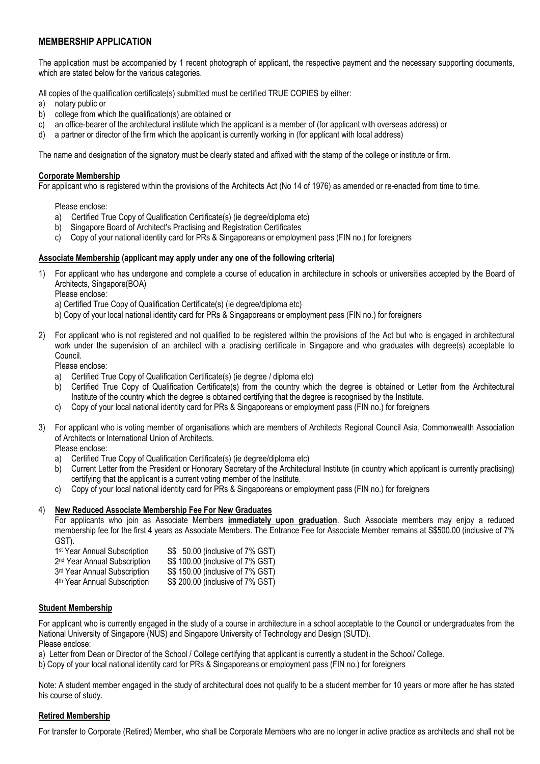## MEMBERSHIP APPLICATION

The application must be accompanied by 1 recent photograph of applicant, the respective payment and the necessary supporting documents, which are stated below for the various categories.

All copies of the qualification certificate(s) submitted must be certified TRUE COPIES by either:

a) notary public or
b) college from which the qualification(s) are obtained or
c) an office-bearer of the architectural institute which the applicant is a member of (for applicant with overseas address) or
d) a partner or director of the firm which the applicant is currently working in (for applicant with local address)

The name and designation of the signatory must be clearly stated and affixed with the stamp of the college or institute or firm.

### Corporate Membership

For applicant who is registered within the provisions of the Architects Act (No 14 of 1976) as amended or re-enacted from time to time.

Please enclose:

a) Certified True Copy of Qualification Certificate(s) (ie degree/diploma etc)
b) Singapore Board of Architect's Practising and Registration Certificates
c) Copy of your national identity card for PRs & Singaporeans or employment pass (FIN no.) for foreigners

### Associate Membership (applicant may apply under any one of the following criteria)

1) For applicant who has undergone and complete a course of education in architecture in schools or universities accepted by the Board of Architects, Singapore(BOA)

   Please enclose:

   a) Certified True Copy of Qualification Certificate(s) (ie degree/diploma etc)
   b) Copy of your local national identity card for PRs & Singaporeans or employment pass (FIN no.) for foreigners

2) For applicant who is not registered and not qualified to be registered within the provisions of the Act but who is engaged in architectural work under the supervision of an architect with a practising certificate in Singapore and who graduates with degree(s) acceptable to Council.

   Please enclose:

   a) Certified True Copy of Qualification Certificate(s) (ie degree / diploma etc)
   b) Certified True Copy of Qualification Certificate(s) from the country which the degree is obtained or Letter from the Architectural Institute of the country which the degree is obtained certifying that the degree is recognised by the Institute.
   c) Copy of your local national identity card for PRs & Singaporeans or employment pass (FIN no.) for foreigners

3) For applicant who is voting member of organisations which are members of Architects Regional Council Asia, Commonwealth Association of Architects or International Union of Architects.

   Please enclose:

   a) Certified True Copy of Qualification Certificate(s) (ie degree/diploma etc)
   b) Current Letter from the President or Honorary Secretary of the Architectural Institute (in country which applicant is currently practising) certifying that the applicant is a current voting member of the Institute.
   c) Copy of your local national identity card for PRs & Singaporeans or employment pass (FIN no.) for foreigners

4) **New Reduced Associate Membership Fee For New Graduates**

   For applicants who join as Associate Members **immediately upon graduation**. Such Associate members may enjoy a reduced membership fee for the first 4 years as Associate Members. The Entrance Fee for Associate Member remains at S$500.00 (inclusive of 7% GST).

   1st Year Annual Subscription S$ 50.00 (inclusive of 7% GST)
   2nd Year Annual Subscription S$ 100.00 (inclusive of 7% GST)
   3rd Year Annual Subscription S$ 150.00 (inclusive of 7% GST)
   4th Year Annual Subscription S$ 200.00 (inclusive of 7% GST)

### Student Membership

For applicant who is currently engaged in the study of a course in architecture in a school acceptable to the Council or undergraduates from the National University of Singapore (NUS) and Singapore University of Technology and Design (SUTD).

Please enclose:

a) Letter from Dean or Director of the School / College certifying that applicant is currently a student in the School/ College.
b) Copy of your local national identity card for PRs & Singaporeans or employment pass (FIN no.) for foreigners

Note: A student member engaged in the study of architectural does not qualify to be a student member for 10 years or more after he has stated his course of study.

### Retired Membership

For transfer to Corporate (Retired) Member, who shall be Corporate Members who are no longer in active practice as architects and shall not be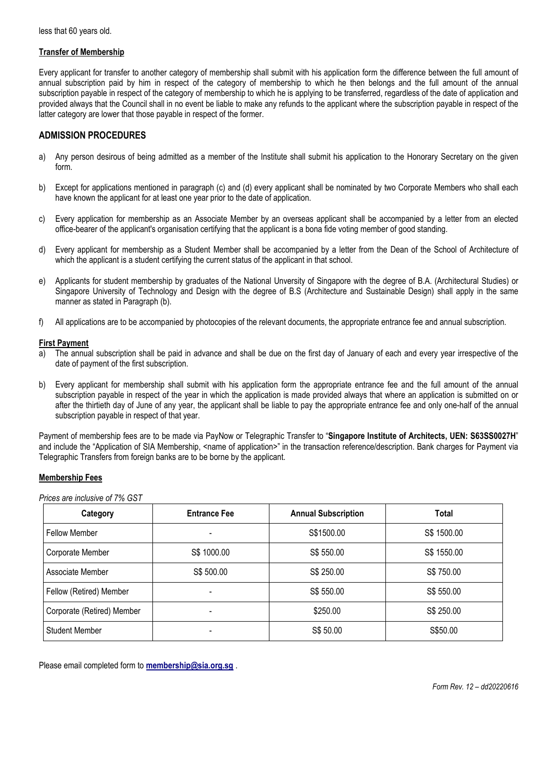less that 60 years old.

**Transfer of Membership**

Every applicant for transfer to another category of membership shall submit with his application form the difference between the full amount of annual subscription paid by him in respect of the category of membership to which he then belongs and the full amount of the annual subscription payable in respect of the category of membership to which he is applying to be transferred, regardless of the date of application and provided always that the Council shall in no event be liable to make any refunds to the applicant where the subscription payable in respect of the latter category are lower that those payable in respect of the former.

## ADMISSION PROCEDURES

a) Any person desirous of being admitted as a member of the Institute shall submit his application to the Honorary Secretary on the given form.

b) Except for applications mentioned in paragraph (c) and (d) every applicant shall be nominated by two Corporate Members who shall each have known the applicant for at least one year prior to the date of application.

c) Every application for membership as an Associate Member by an overseas applicant shall be accompanied by a letter from an elected office-bearer of the applicant's organisation certifying that the applicant is a bona fide voting member of good standing.

d) Every applicant for membership as a Student Member shall be accompanied by a letter from the Dean of the School of Architecture of which the applicant is a student certifying the current status of the applicant in that school.

e) Applicants for student membership by graduates of the National Unversity of Singapore with the degree of B.A. (Architectural Studies) or Singapore University of Technology and Design with the degree of B.S (Architecture and Sustainable Design) shall apply in the same manner as stated in Paragraph (b).

f) All applications are to be accompanied by photocopies of the relevant documents, the appropriate entrance fee and annual subscription.

**First Payment**

a) The annual subscription shall be paid in advance and shall be due on the first day of January of each and every year irrespective of the date of payment of the first subscription.

b) Every applicant for membership shall submit with his application form the appropriate entrance fee and the full amount of the annual subscription payable in respect of the year in which the application is made provided always that where an application is submitted on or after the thirtieth day of June of any year, the applicant shall be liable to pay the appropriate entrance fee and only one-half of the annual subscription payable in respect of that year.

Payment of membership fees are to be made via PayNow or Telegraphic Transfer to "**Singapore Institute of Architects, UEN: S63SS0027H**" and include the "Application of SIA Membership, <name of application>" in the transaction reference/description. Bank charges for Payment via Telegraphic Transfers from foreign banks are to be borne by the applicant.

**Membership Fees**

*Prices are inclusive of 7% GST*

| Category | Entrance Fee | Annual Subscription | Total |
|---|---|---|---|
| Fellow Member | - | S$1500.00 | S$ 1500.00 |
| Corporate Member | S$ 1000.00 | S$ 550.00 | S$ 1550.00 |
| Associate Member | S$ 500.00 | S$ 250.00 | S$ 750.00 |
| Fellow (Retired) Member | - | S$ 550.00 | S$ 550.00 |
| Corporate (Retired) Member | - | $250.00 | S$ 250.00 |
| Student Member | - | S$ 50.00 | S$50.00 |

Please email completed form to **membership@sia.org.sg** .

*Form Rev. 12 – dd20220616*